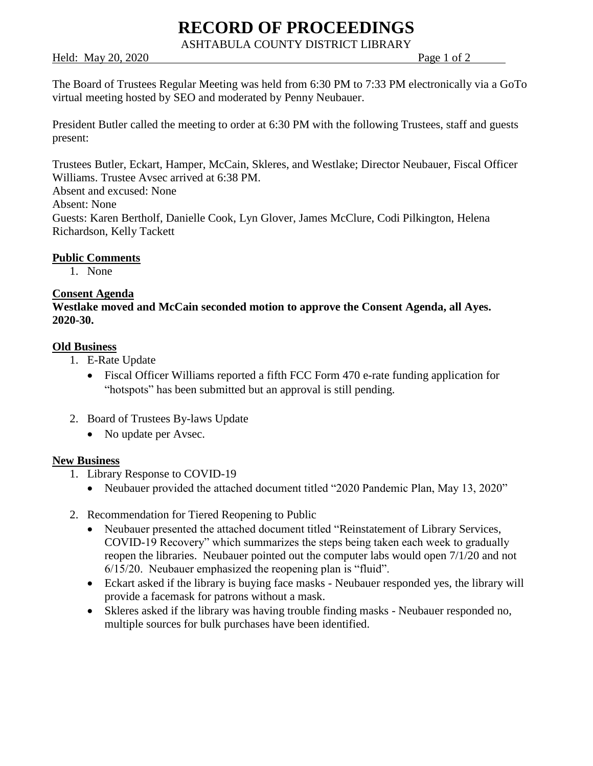# RECORD OF PROCEEDINGS

ASHTABULA COUNTY DISTRICT LIBRARY

Held: May 20, 2020

The Board of Trustees Regular Meeting was held from 6:30 PM to 7:33 PM electronically via a GoTo virtual meeting hosted by SEO and moderated by Penny Neubauer.

President Butler called the meeting to order at 6:30 PM with the following Trustees, staff and guests present:

Trustees Butler, Eckart, Hamper, McCain, Skleres, and Westlake; Director Neubauer, Fiscal Officer Williams. Trustee Avsec arrived at 6:38 PM.
Absent and excused: None
Absent: None
Guests: Karen Bertholf, Danielle Cook, Lyn Glover, James McClure, Codi Pilkington, Helena Richardson, Kelly Tackett

**Public Comments**

1. None

**Consent Agenda**

**Westlake moved and McCain seconded motion to approve the Consent Agenda, all Ayes. 2020-30.**

**Old Business**

1. E-Rate Update
   - Fiscal Officer Williams reported a fifth FCC Form 470 e-rate funding application for "hotspots" has been submitted but an approval is still pending.

2. Board of Trustees By-laws Update
   - No update per Avsec.

**New Business**

1. Library Response to COVID-19
   - Neubauer provided the attached document titled "2020 Pandemic Plan, May 13, 2020"

2. Recommendation for Tiered Reopening to Public
   - Neubauer presented the attached document titled "Reinstatement of Library Services, COVID-19 Recovery" which summarizes the steps being taken each week to gradually reopen the libraries. Neubauer pointed out the computer labs would open 7/1/20 and not 6/15/20. Neubauer emphasized the reopening plan is "fluid".
   - Eckart asked if the library is buying face masks - Neubauer responded yes, the library will provide a facemask for patrons without a mask.
   - Skleres asked if the library was having trouble finding masks - Neubauer responded no, multiple sources for bulk purchases have been identified.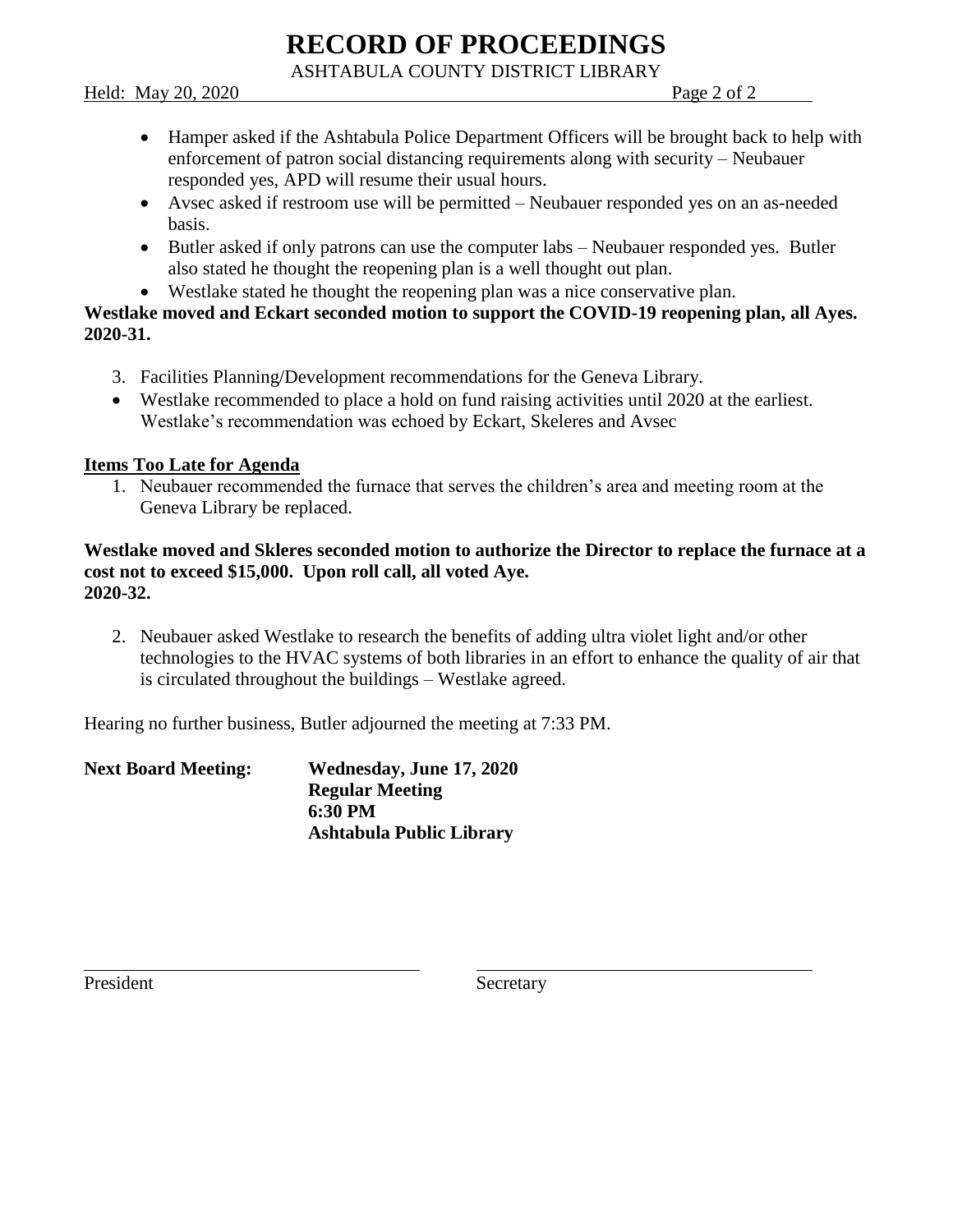- Hamper asked if the Ashtabula Police Department Officers will be brought back to help with enforcement of patron social distancing requirements along with security – Neubauer responded yes, APD will resume their usual hours.
- Avsec asked if restroom use will be permitted – Neubauer responded yes on an as-needed basis.
- Butler asked if only patrons can use the computer labs – Neubauer responded yes. Butler also stated he thought the reopening plan is a well thought out plan.
- Westlake stated he thought the reopening plan was a nice conservative plan.

**Westlake moved and Eckart seconded motion to support the COVID-19 reopening plan, all Ayes. 2020-31.**

3. Facilities Planning/Development recommendations for the Geneva Library.

- Westlake recommended to place a hold on fund raising activities until 2020 at the earliest. Westlake's recommendation was echoed by Eckart, Skeleres and Avsec

**Items Too Late for Agenda**

1. Neubauer recommended the furnace that serves the children's area and meeting room at the Geneva Library be replaced.

**Westlake moved and Skleres seconded motion to authorize the Director to replace the furnace at a cost not to exceed $15,000. Upon roll call, all voted Aye.**
**2020-32.**

2. Neubauer asked Westlake to research the benefits of adding ultra violet light and/or other technologies to the HVAC systems of both libraries in an effort to enhance the quality of air that is circulated throughout the buildings – Westlake agreed.

Hearing no further business, Butler adjourned the meeting at 7:33 PM.

**Next Board Meeting:** **Wednesday, June 17, 2020**
**Regular Meeting**
**6:30 PM**
**Ashtabula Public Library**

President

Secretary